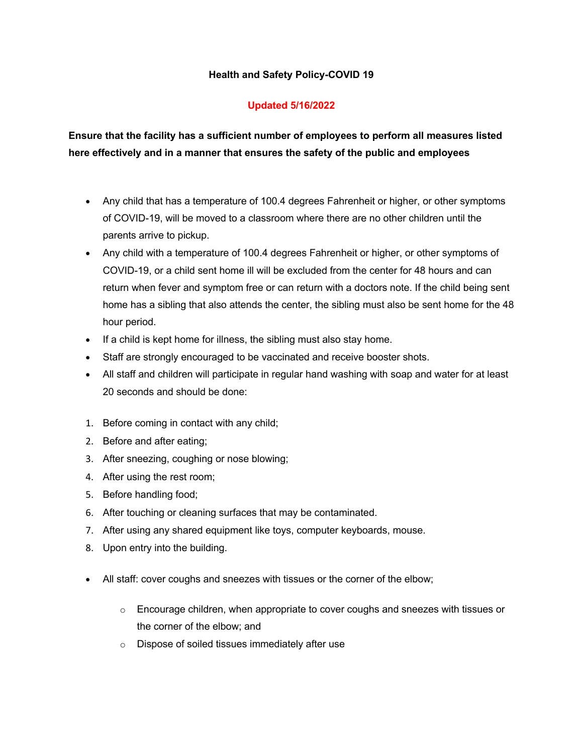# Health and Safety Policy-COVID 19

**Updated 5/16/2022**

**Ensure that the facility has a sufficient number of employees to perform all measures listed here effectively and in a manner that ensures the safety of the public and employees**

- Any child that has a temperature of 100.4 degrees Fahrenheit or higher, or other symptoms of COVID-19, will be moved to a classroom where there are no other children until the parents arrive to pickup.
- Any child with a temperature of 100.4 degrees Fahrenheit or higher, or other symptoms of COVID-19, or a child sent home ill will be excluded from the center for 48 hours and can return when fever and symptom free or can return with a doctors note. If the child being sent home has a sibling that also attends the center, the sibling must also be sent home for the 48 hour period.
- If a child is kept home for illness, the sibling must also stay home.
- Staff are strongly encouraged to be vaccinated and receive booster shots.
- All staff and children will participate in regular hand washing with soap and water for at least 20 seconds and should be done:

1. Before coming in contact with any child;
2. Before and after eating;
3. After sneezing, coughing or nose blowing;
4. After using the rest room;
5. Before handling food;
6. After touching or cleaning surfaces that may be contaminated.
7. After using any shared equipment like toys, computer keyboards, mouse.
8. Upon entry into the building.

- All staff: cover coughs and sneezes with tissues or the corner of the elbow;
    - Encourage children, when appropriate to cover coughs and sneezes with tissues or the corner of the elbow; and
    - Dispose of soiled tissues immediately after use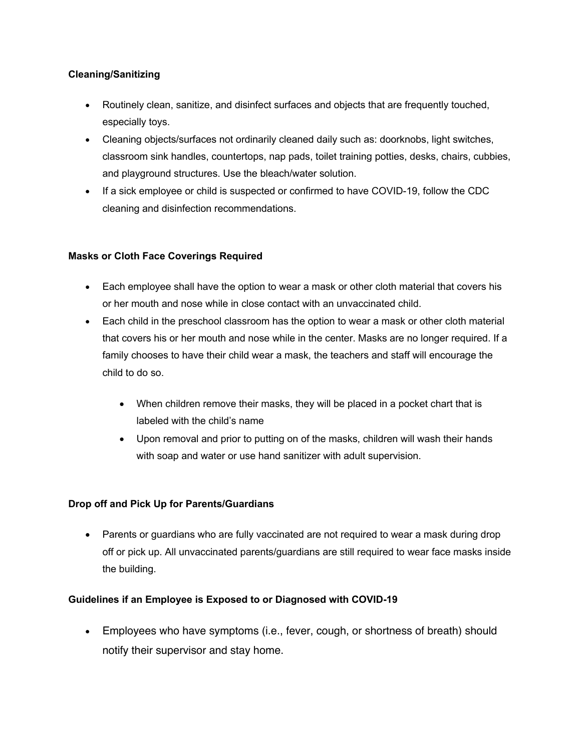**Cleaning/Sanitizing**

- Routinely clean, sanitize, and disinfect surfaces and objects that are frequently touched, especially toys.
- Cleaning objects/surfaces not ordinarily cleaned daily such as: doorknobs, light switches, classroom sink handles, countertops, nap pads, toilet training potties, desks, chairs, cubbies, and playground structures. Use the bleach/water solution.
- If a sick employee or child is suspected or confirmed to have COVID-19, follow the CDC cleaning and disinfection recommendations.

**Masks or Cloth Face Coverings Required**

- Each employee shall have the option to wear a mask or other cloth material that covers his or her mouth and nose while in close contact with an unvaccinated child.
- Each child in the preschool classroom has the option to wear a mask or other cloth material that covers his or her mouth and nose while in the center. Masks are no longer required. If a family chooses to have their child wear a mask, the teachers and staff will encourage the child to do so.
    - When children remove their masks, they will be placed in a pocket chart that is labeled with the child's name
    - Upon removal and prior to putting on of the masks, children will wash their hands with soap and water or use hand sanitizer with adult supervision.

**Drop off and Pick Up for Parents/Guardians**

- Parents or guardians who are fully vaccinated are not required to wear a mask during drop off or pick up. All unvaccinated parents/guardians are still required to wear face masks inside the building.

**Guidelines if an Employee is Exposed to or Diagnosed with COVID-19**

- Employees who have symptoms (i.e., fever, cough, or shortness of breath) should notify their supervisor and stay home.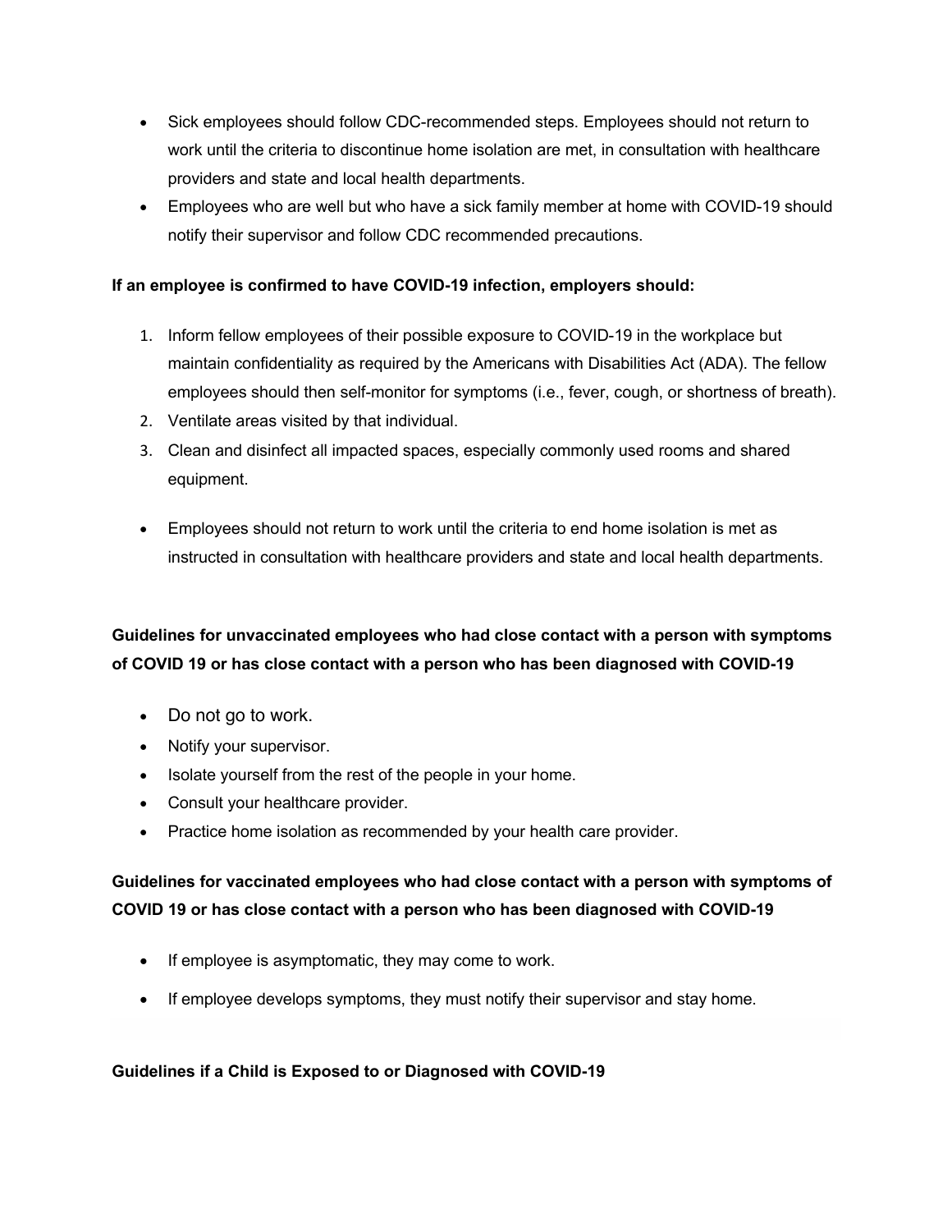- Sick employees should follow CDC-recommended steps. Employees should not return to work until the criteria to discontinue home isolation are met, in consultation with healthcare providers and state and local health departments.
- Employees who are well but who have a sick family member at home with COVID-19 should notify their supervisor and follow CDC recommended precautions.

**If an employee is confirmed to have COVID-19 infection, employers should:**

1. Inform fellow employees of their possible exposure to COVID-19 in the workplace but maintain confidentiality as required by the Americans with Disabilities Act (ADA). The fellow employees should then self-monitor for symptoms (i.e., fever, cough, or shortness of breath).
2. Ventilate areas visited by that individual.
3. Clean and disinfect all impacted spaces, especially commonly used rooms and shared equipment.

- Employees should not return to work until the criteria to end home isolation is met as instructed in consultation with healthcare providers and state and local health departments.

**Guidelines for unvaccinated employees who had close contact with a person with symptoms of COVID 19 or has close contact with a person who has been diagnosed with COVID-19**

- Do not go to work.
- Notify your supervisor.
- Isolate yourself from the rest of the people in your home.
- Consult your healthcare provider.
- Practice home isolation as recommended by your health care provider.

**Guidelines for vaccinated employees who had close contact with a person with symptoms of COVID 19 or has close contact with a person who has been diagnosed with COVID-19**

- If employee is asymptomatic, they may come to work.
- If employee develops symptoms, they must notify their supervisor and stay home.

**Guidelines if a Child is Exposed to or Diagnosed with COVID-19**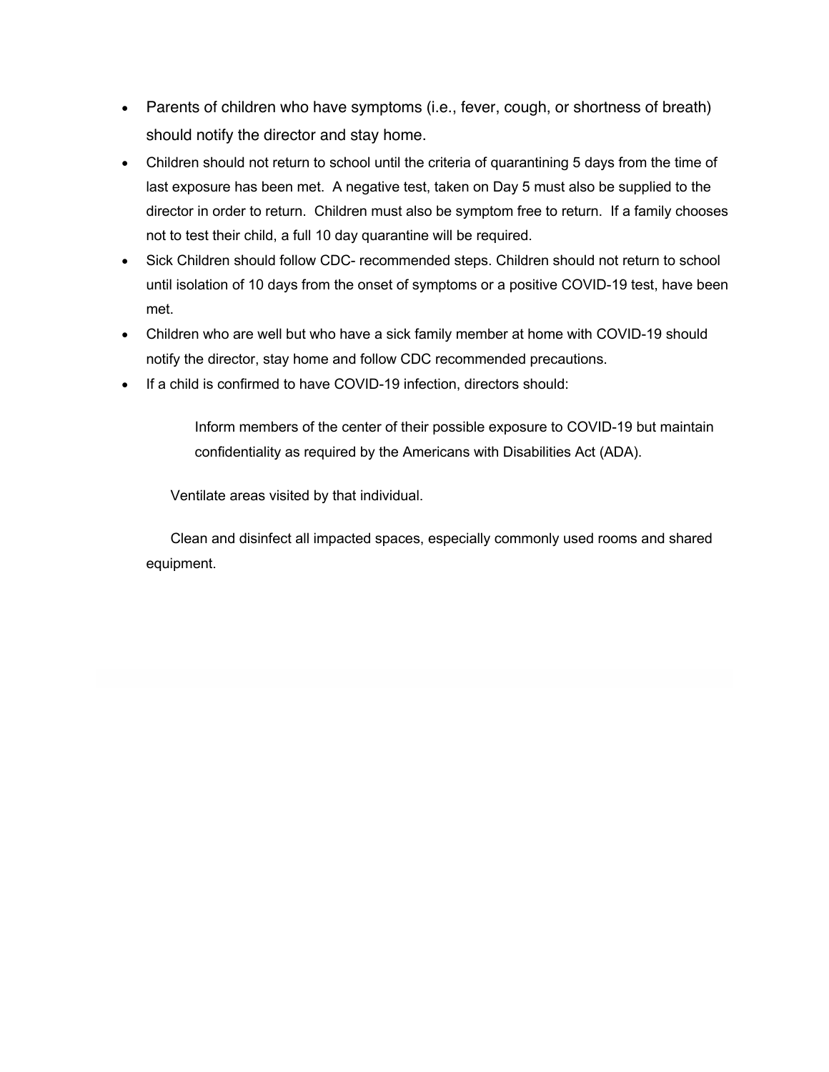- Parents of children who have symptoms (i.e., fever, cough, or shortness of breath) should notify the director and stay home.
- Children should not return to school until the criteria of quarantining 5 days from the time of last exposure has been met. A negative test, taken on Day 5 must also be supplied to the director in order to return. Children must also be symptom free to return. If a family chooses not to test their child, a full 10 day quarantine will be required.
- Sick Children should follow CDC- recommended steps. Children should not return to school until isolation of 10 days from the onset of symptoms or a positive COVID-19 test, have been met.
- Children who are well but who have a sick family member at home with COVID-19 should notify the director, stay home and follow CDC recommended precautions.
- If a child is confirmed to have COVID-19 infection, directors should:

  Inform members of the center of their possible exposure to COVID-19 but maintain confidentiality as required by the Americans with Disabilities Act (ADA).

  Ventilate areas visited by that individual.

  Clean and disinfect all impacted spaces, especially commonly used rooms and shared equipment.